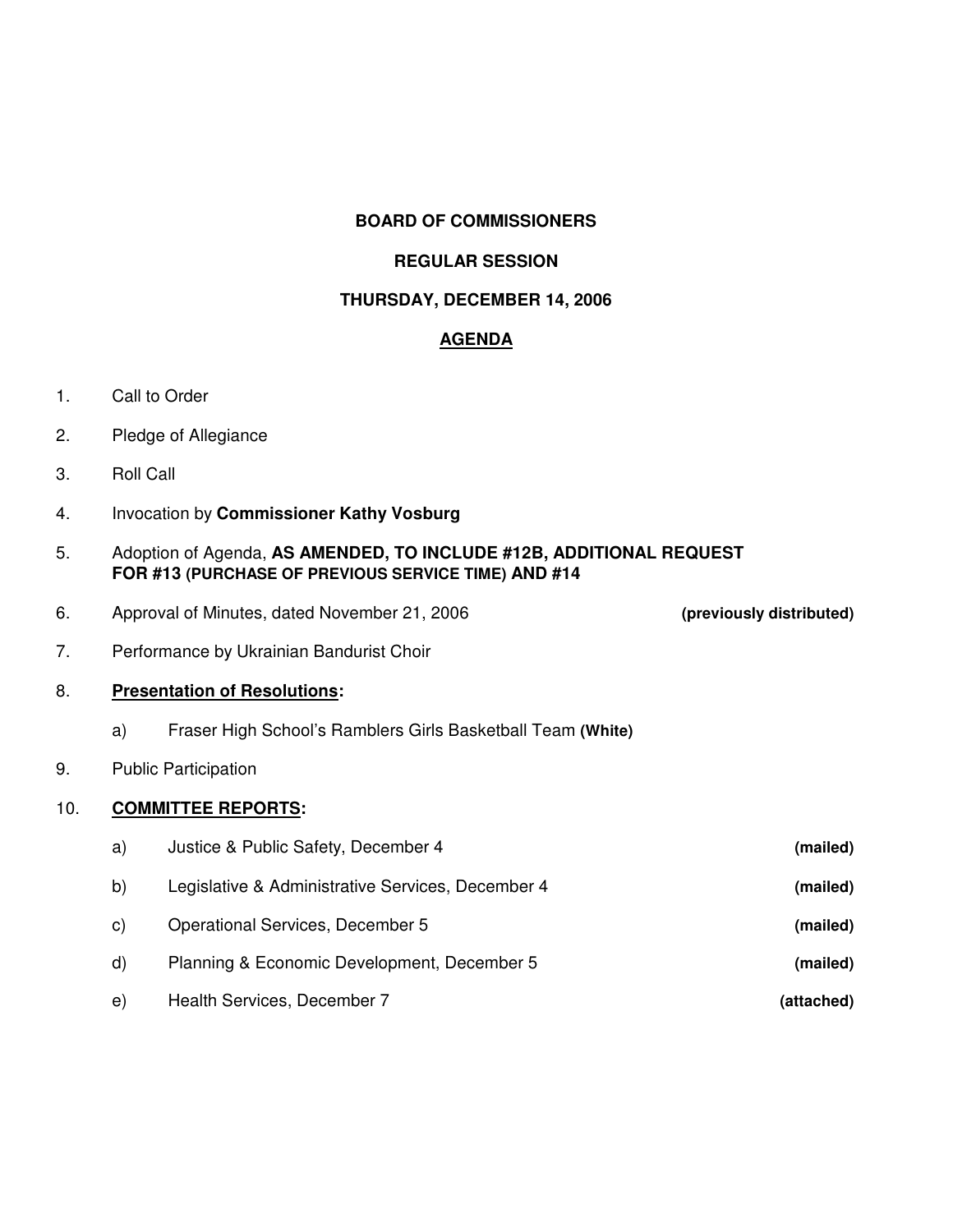**BOARD OF COMMISSIONERS**

**REGULAR SESSION**

**THURSDAY, DECEMBER 14, 2006**

**<u>AGENDA</u>**

1. Call to Order

2. Pledge of Allegiance

3. Roll Call

4. Invocation by **Commissioner Kathy Vosburg**

5. Adoption of Agenda, **AS AMENDED, TO INCLUDE #12B, ADDITIONAL REQUEST FOR #13 (PURCHASE OF PREVIOUS SERVICE TIME) AND #14**

6. Approval of Minutes, dated November 21, 2006 **(previously distributed)**

7. Performance by Ukrainian Bandurist Choir

8. **<u>Presentation of Resolutions</u>:**

   a) Fraser High School's Ramblers Girls Basketball Team **(White)**

9. Public Participation

10. **<u>COMMITTEE REPORTS</u>:**

    a) Justice & Public Safety, December 4 **(mailed)**

    b) Legislative & Administrative Services, December 4 **(mailed)**

    c) Operational Services, December 5 **(mailed)**

    d) Planning & Economic Development, December 5 **(mailed)**

    e) Health Services, December 7 **(attached)**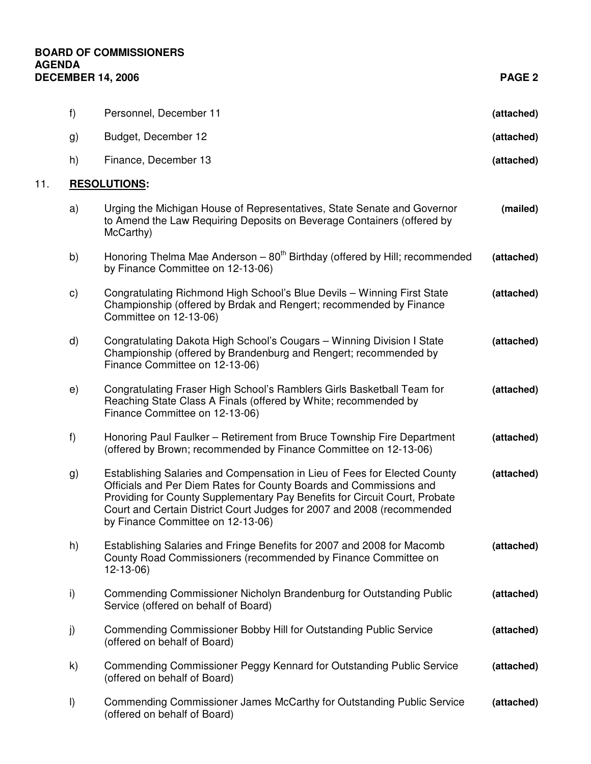f) Personnel, December 11 **(attached)**

g) Budget, December 12 **(attached)**

h) Finance, December 13 **(attached)**

11. **RESOLUTIONS:**

a) Urging the Michigan House of Representatives, State Senate and Governor to Amend the Law Requiring Deposits on Beverage Containers (offered by McCarthy) **(mailed)**

b) Honoring Thelma Mae Anderson – 80th Birthday (offered by Hill; recommended by Finance Committee on 12-13-06) **(attached)**

c) Congratulating Richmond High School's Blue Devils – Winning First State Championship (offered by Brdak and Rengert; recommended by Finance Committee on 12-13-06) **(attached)**

d) Congratulating Dakota High School's Cougars – Winning Division I State Championship (offered by Brandenburg and Rengert; recommended by Finance Committee on 12-13-06) **(attached)**

e) Congratulating Fraser High School's Ramblers Girls Basketball Team for Reaching State Class A Finals (offered by White; recommended by Finance Committee on 12-13-06) **(attached)**

f) Honoring Paul Faulker – Retirement from Bruce Township Fire Department (offered by Brown; recommended by Finance Committee on 12-13-06) **(attached)**

g) Establishing Salaries and Compensation in Lieu of Fees for Elected County Officials and Per Diem Rates for County Boards and Commissions and Providing for County Supplementary Pay Benefits for Circuit Court, Probate Court and Certain District Court Judges for 2007 and 2008 (recommended by Finance Committee on 12-13-06) **(attached)**

h) Establishing Salaries and Fringe Benefits for 2007 and 2008 for Macomb County Road Commissioners (recommended by Finance Committee on 12-13-06) **(attached)**

i) Commending Commissioner Nicholyn Brandenburg for Outstanding Public Service (offered on behalf of Board) **(attached)**

j) Commending Commissioner Bobby Hill for Outstanding Public Service (offered on behalf of Board) **(attached)**

k) Commending Commissioner Peggy Kennard for Outstanding Public Service (offered on behalf of Board) **(attached)**

l) Commending Commissioner James McCarthy for Outstanding Public Service (offered on behalf of Board) **(attached)**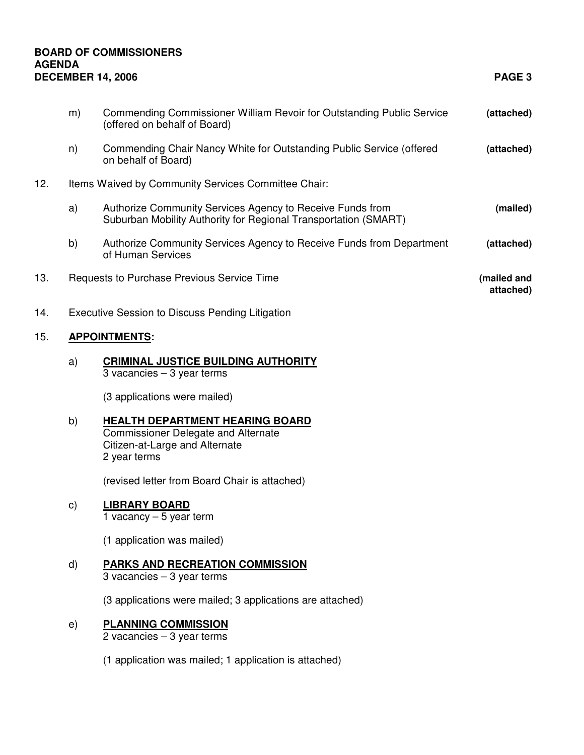m) Commending Commissioner William Revoir for Outstanding Public Service (offered on behalf of Board) **(attached)**

n) Commending Chair Nancy White for Outstanding Public Service (offered on behalf of Board) **(attached)**

12. Items Waived by Community Services Committee Chair:

    a) Authorize Community Services Agency to Receive Funds from Suburban Mobility Authority for Regional Transportation (SMART) **(mailed)**

    b) Authorize Community Services Agency to Receive Funds from Department of Human Services **(attached)**

13. Requests to Purchase Previous Service Time **(mailed and attached)**

14. Executive Session to Discuss Pending Litigation

15. **APPOINTMENTS:**

    a) **CRIMINAL JUSTICE BUILDING AUTHORITY**
    3 vacancies – 3 year terms

    (3 applications were mailed)

    b) **HEALTH DEPARTMENT HEARING BOARD**
    Commissioner Delegate and Alternate
    Citizen-at-Large and Alternate
    2 year terms

    (revised letter from Board Chair is attached)

    c) **LIBRARY BOARD**
    1 vacancy – 5 year term

    (1 application was mailed)

    d) **PARKS AND RECREATION COMMISSION**
    3 vacancies – 3 year terms

    (3 applications were mailed; 3 applications are attached)

    e) **PLANNING COMMISSION**
    2 vacancies – 3 year terms

    (1 application was mailed; 1 application is attached)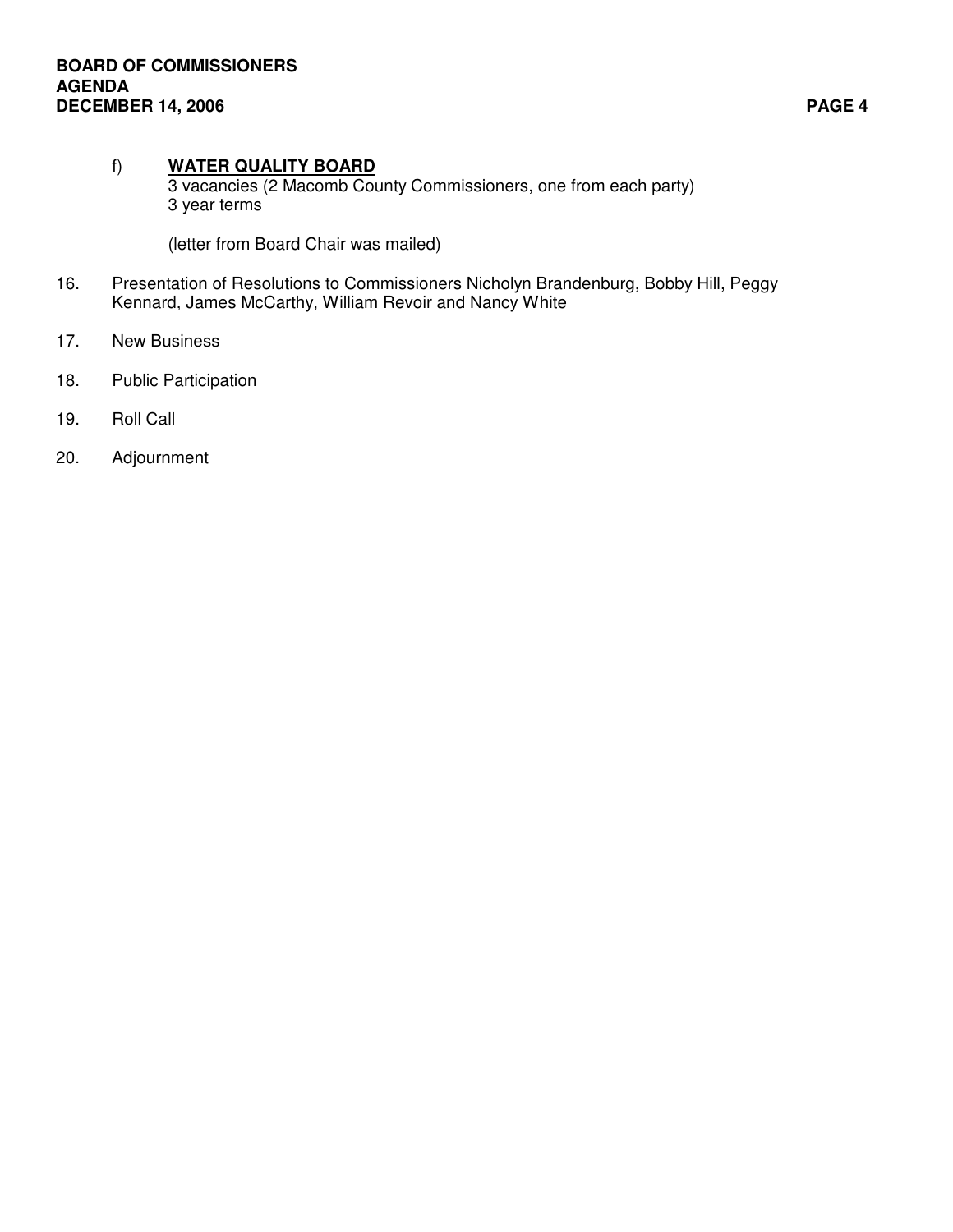f) **WATER QUALITY BOARD**
3 vacancies (2 Macomb County Commissioners, one from each party)
3 year terms

(letter from Board Chair was mailed)

16. Presentation of Resolutions to Commissioners Nicholyn Brandenburg, Bobby Hill, Peggy Kennard, James McCarthy, William Revoir and Nancy White

17. New Business

18. Public Participation

19. Roll Call

20. Adjournment